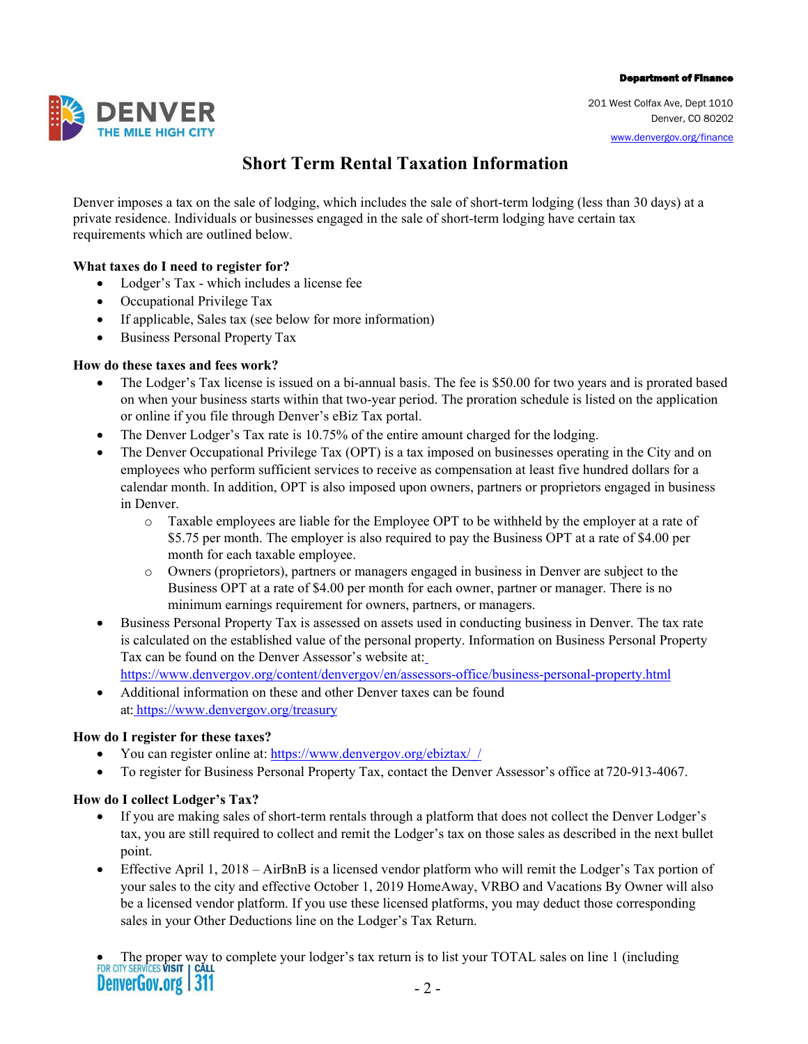Department of Finance

201 West Colfax Ave, Dept 1010
Denver, CO 80202
www.denvergov.org/finance

# Short Term Rental Taxation Information

Denver imposes a tax on the sale of lodging, which includes the sale of short-term lodging (less than 30 days) at a private residence. Individuals or businesses engaged in the sale of short-term lodging have certain tax requirements which are outlined below.

**What taxes do I need to register for?**

- Lodger's Tax - which includes a license fee
- Occupational Privilege Tax
- If applicable, Sales tax (see below for more information)
- Business Personal Property Tax

**How do these taxes and fees work?**

- The Lodger's Tax license is issued on a bi-annual basis. The fee is $50.00 for two years and is prorated based on when your business starts within that two-year period. The proration schedule is listed on the application or online if you file through Denver's eBiz Tax portal.
- The Denver Lodger's Tax rate is 10.75% of the entire amount charged for the lodging.
- The Denver Occupational Privilege Tax (OPT) is a tax imposed on businesses operating in the City and on employees who perform sufficient services to receive as compensation at least five hundred dollars for a calendar month. In addition, OPT is also imposed upon owners, partners or proprietors engaged in business in Denver.
  - Taxable employees are liable for the Employee OPT to be withheld by the employer at a rate of $5.75 per month. The employer is also required to pay the Business OPT at a rate of $4.00 per month for each taxable employee.
  - Owners (proprietors), partners or managers engaged in business in Denver are subject to the Business OPT at a rate of $4.00 per month for each owner, partner or manager. There is no minimum earnings requirement for owners, partners, or managers.
- Business Personal Property Tax is assessed on assets used in conducting business in Denver. The tax rate is calculated on the established value of the personal property. Information on Business Personal Property Tax can be found on the Denver Assessor's website at: https://www.denvergov.org/content/denvergov/en/assessors-office/business-personal-property.html
- Additional information on these and other Denver taxes can be found at: https://www.denvergov.org/treasury

**How do I register for these taxes?**

- You can register online at: https://www.denvergov.org/ebiztax/ /
- To register for Business Personal Property Tax, contact the Denver Assessor's office at 720-913-4067.

**How do I collect Lodger's Tax?**

- If you are making sales of short-term rentals through a platform that does not collect the Denver Lodger's tax, you are still required to collect and remit the Lodger's tax on those sales as described in the next bullet point.
- Effective April 1, 2018 – AirBnB is a licensed vendor platform who will remit the Lodger's Tax portion of your sales to the city and effective October 1, 2019 HomeAway, VRBO and Vacations By Owner will also be a licensed vendor platform. If you use these licensed platforms, you may deduct those corresponding sales in your Other Deductions line on the Lodger's Tax Return.
- The proper way to complete your lodger's tax return is to list your TOTAL sales on line 1 (including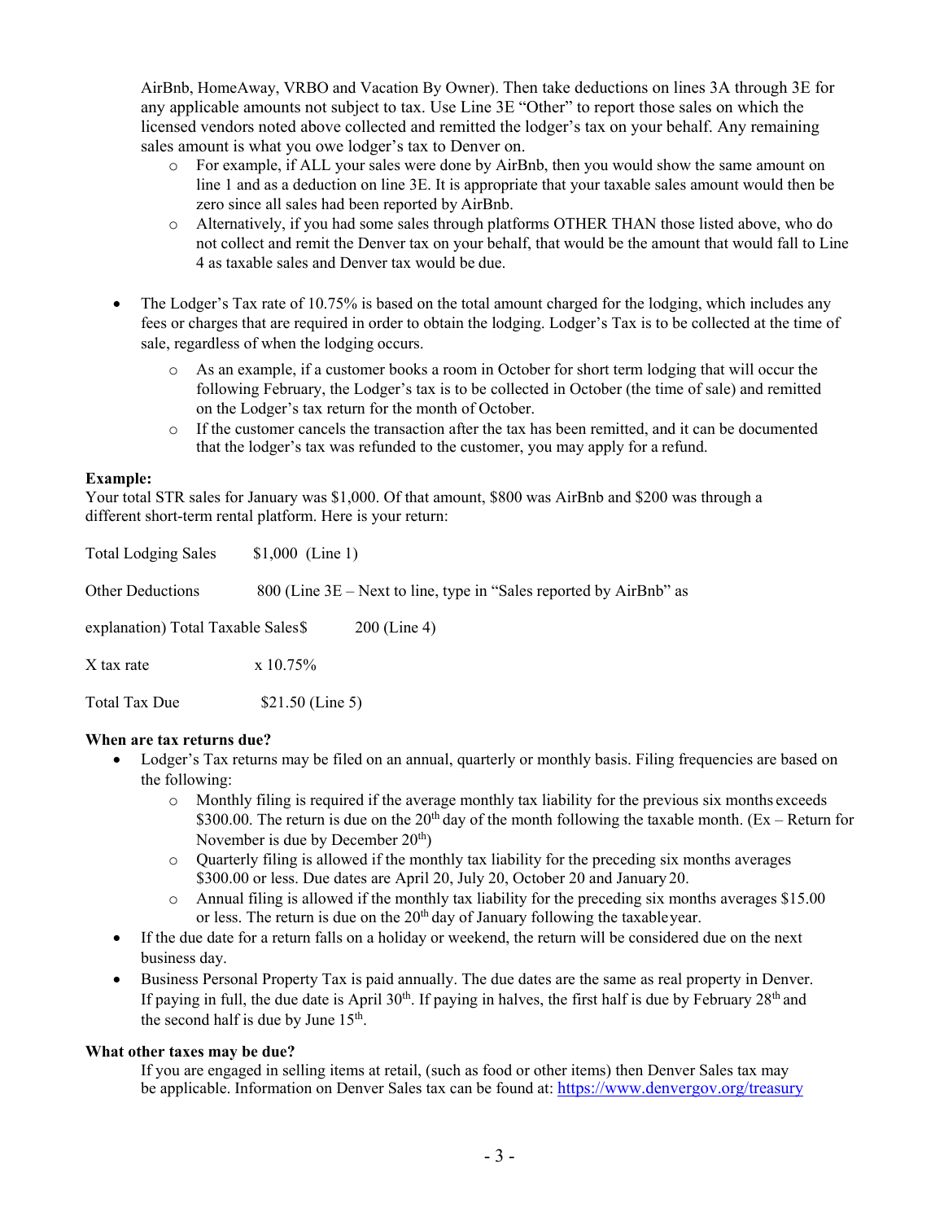AirBnb, HomeAway, VRBO and Vacation By Owner). Then take deductions on lines 3A through 3E for any applicable amounts not subject to tax. Use Line 3E "Other" to report those sales on which the licensed vendors noted above collected and remitted the lodger's tax on your behalf. Any remaining sales amount is what you owe lodger's tax to Denver on.

- For example, if ALL your sales were done by AirBnb, then you would show the same amount on line 1 and as a deduction on line 3E. It is appropriate that your taxable sales amount would then be zero since all sales had been reported by AirBnb.
- Alternatively, if you had some sales through platforms OTHER THAN those listed above, who do not collect and remit the Denver tax on your behalf, that would be the amount that would fall to Line 4 as taxable sales and Denver tax would be due.

- The Lodger's Tax rate of 10.75% is based on the total amount charged for the lodging, which includes any fees or charges that are required in order to obtain the lodging. Lodger's Tax is to be collected at the time of sale, regardless of when the lodging occurs.
  - As an example, if a customer books a room in October for short term lodging that will occur the following February, the Lodger's tax is to be collected in October (the time of sale) and remitted on the Lodger's tax return for the month of October.
  - If the customer cancels the transaction after the tax has been remitted, and it can be documented that the lodger's tax was refunded to the customer, you may apply for a refund.

**Example:**
Your total STR sales for January was $1,000. Of that amount, $800 was AirBnb and $200 was through a different short-term rental platform. Here is your return:

Total Lodging Sales $1,000 (Line 1)

Other Deductions 800 (Line 3E – Next to line, type in "Sales reported by AirBnb" as

explanation) Total Taxable Sales$ 200 (Line 4)

X tax rate x 10.75%

Total Tax Due $21.50 (Line 5)

**When are tax returns due?**

- Lodger's Tax returns may be filed on an annual, quarterly or monthly basis. Filing frequencies are based on the following:
  - Monthly filing is required if the average monthly tax liability for the previous six months exceeds $300.00. The return is due on the 20th day of the month following the taxable month. (Ex – Return for November is due by December 20th)
  - Quarterly filing is allowed if the monthly tax liability for the preceding six months averages $300.00 or less. Due dates are April 20, July 20, October 20 and January 20.
  - Annual filing is allowed if the monthly tax liability for the preceding six months averages $15.00 or less. The return is due on the 20th day of January following the taxable year.
- If the due date for a return falls on a holiday or weekend, the return will be considered due on the next business day.
- Business Personal Property Tax is paid annually. The due dates are the same as real property in Denver. If paying in full, the due date is April 30th. If paying in halves, the first half is due by February 28th and the second half is due by June 15th.

**What other taxes may be due?**

If you are engaged in selling items at retail, (such as food or other items) then Denver Sales tax may be applicable. Information on Denver Sales tax can be found at: https://www.denvergov.org/treasury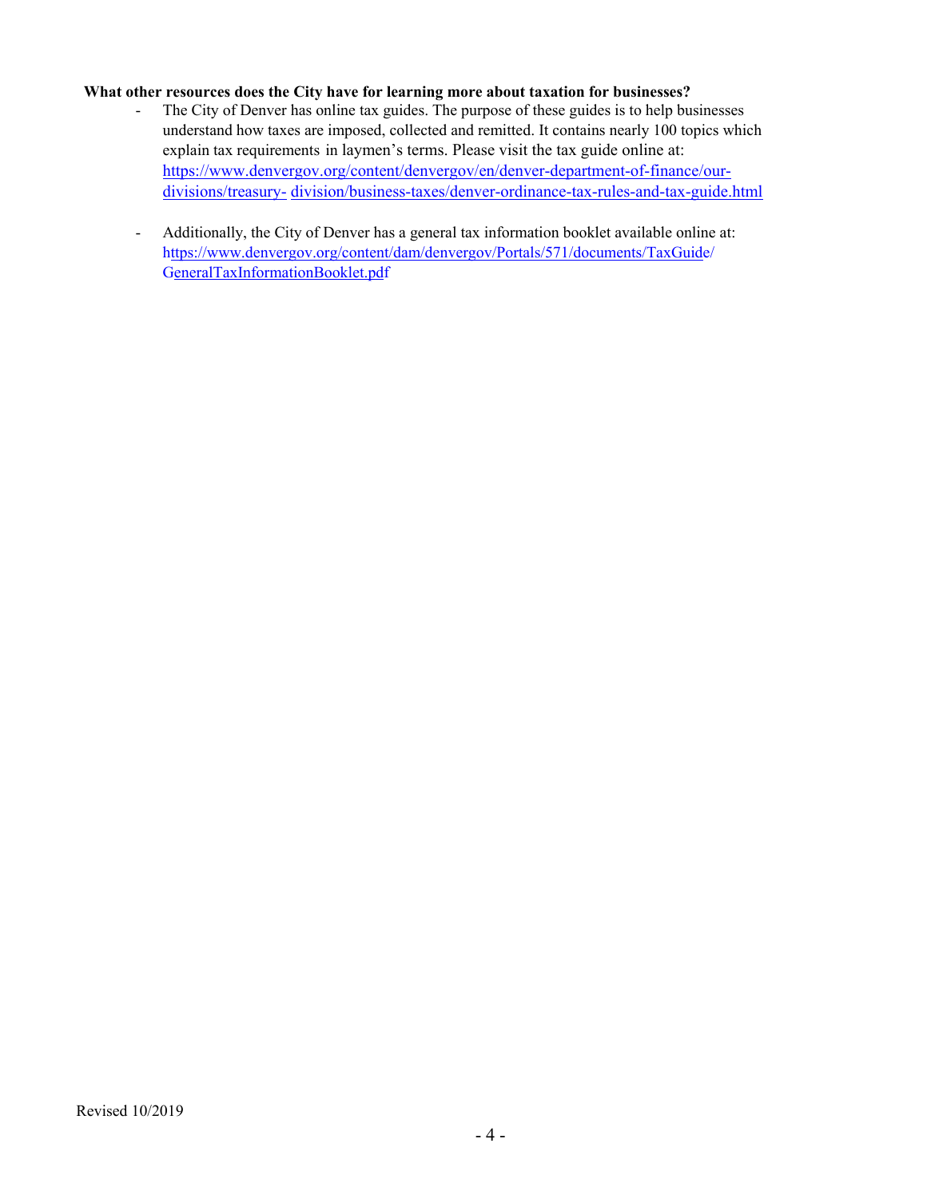**What other resources does the City have for learning more about taxation for businesses?**

- The City of Denver has online tax guides. The purpose of these guides is to help businesses understand how taxes are imposed, collected and remitted. It contains nearly 100 topics which explain tax requirements in laymen's terms. Please visit the tax guide online at: https://www.denvergov.org/content/denvergov/en/denver-department-of-finance/our-divisions/treasury- division/business-taxes/denver-ordinance-tax-rules-and-tax-guide.html

- Additionally, the City of Denver has a general tax information booklet available online at: https://www.denvergov.org/content/dam/denvergov/Portals/571/documents/TaxGuide/GeneralTaxInformationBooklet.pdf

Revised 10/2019